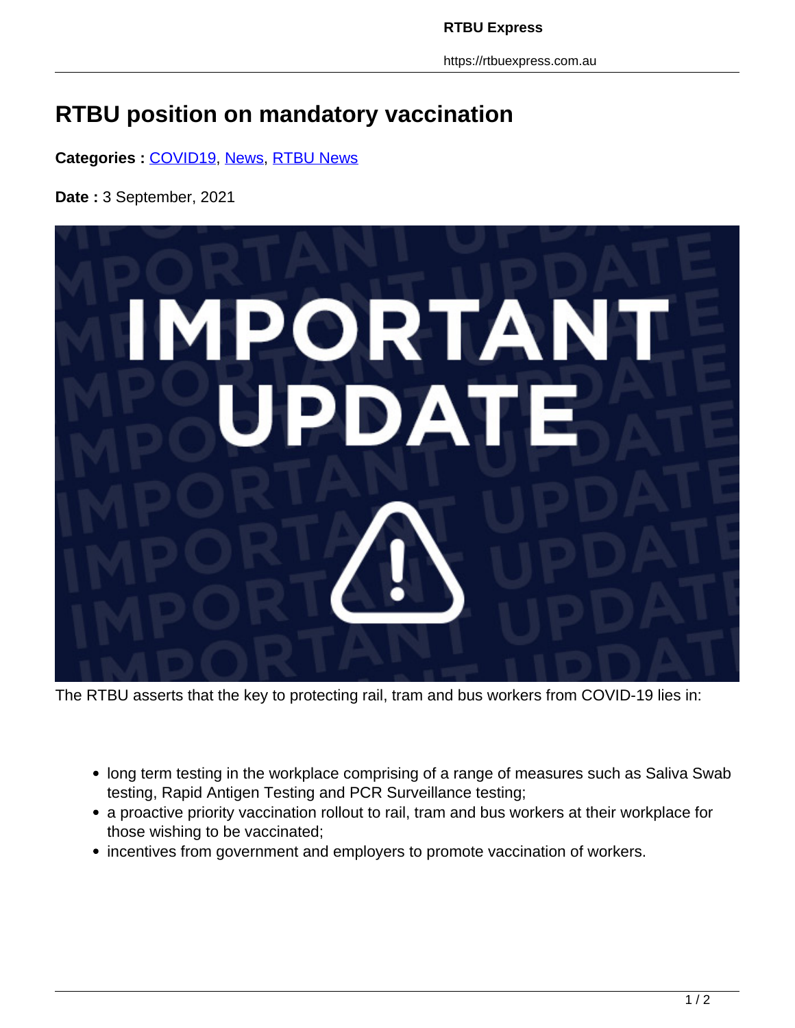# RTBU position on mandatory vaccination

**Categories :** COVID19, News, RTBU News

**Date :** 3 September, 2021

The RTBU asserts that the key to protecting rail, tram and bus workers from COVID-19 lies in:

- long term testing in the workplace comprising of a range of measures such as Saliva Swab testing, Rapid Antigen Testing and PCR Surveillance testing;
- a proactive priority vaccination rollout to rail, tram and bus workers at their workplace for those wishing to be vaccinated;
- incentives from government and employers to promote vaccination of workers.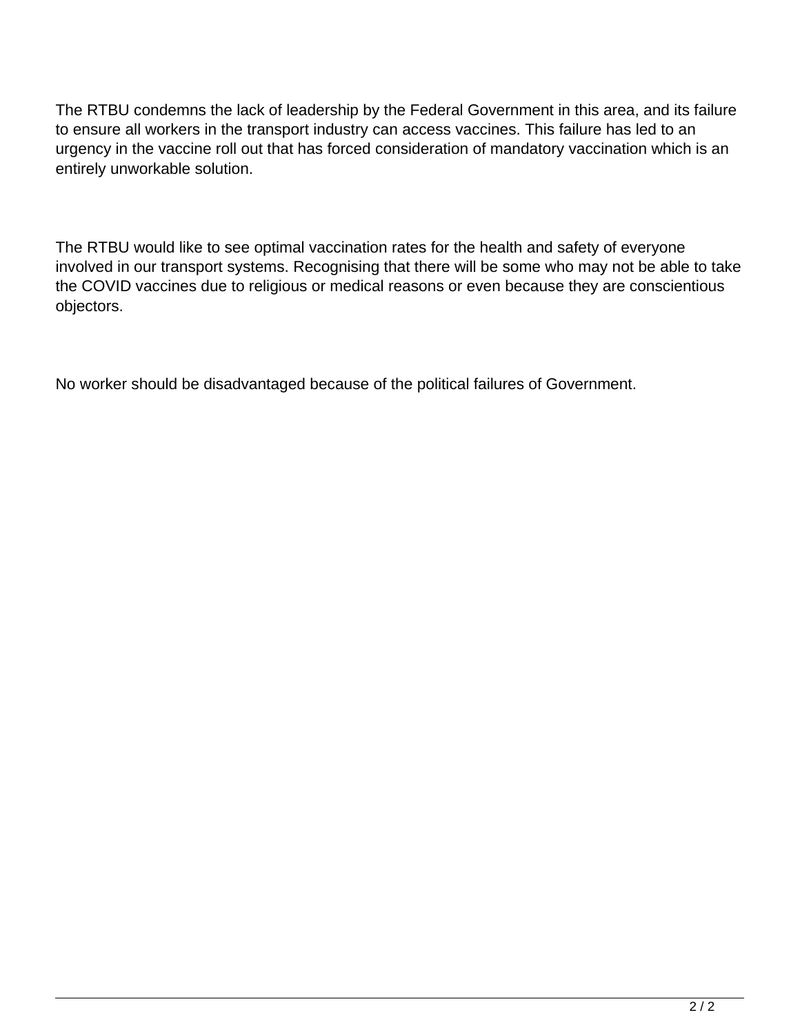The RTBU condemns the lack of leadership by the Federal Government in this area, and its failure to ensure all workers in the transport industry can access vaccines. This failure has led to an urgency in the vaccine roll out that has forced consideration of mandatory vaccination which is an entirely unworkable solution.

The RTBU would like to see optimal vaccination rates for the health and safety of everyone involved in our transport systems. Recognising that there will be some who may not be able to take the COVID vaccines due to religious or medical reasons or even because they are conscientious objectors.

No worker should be disadvantaged because of the political failures of Government.